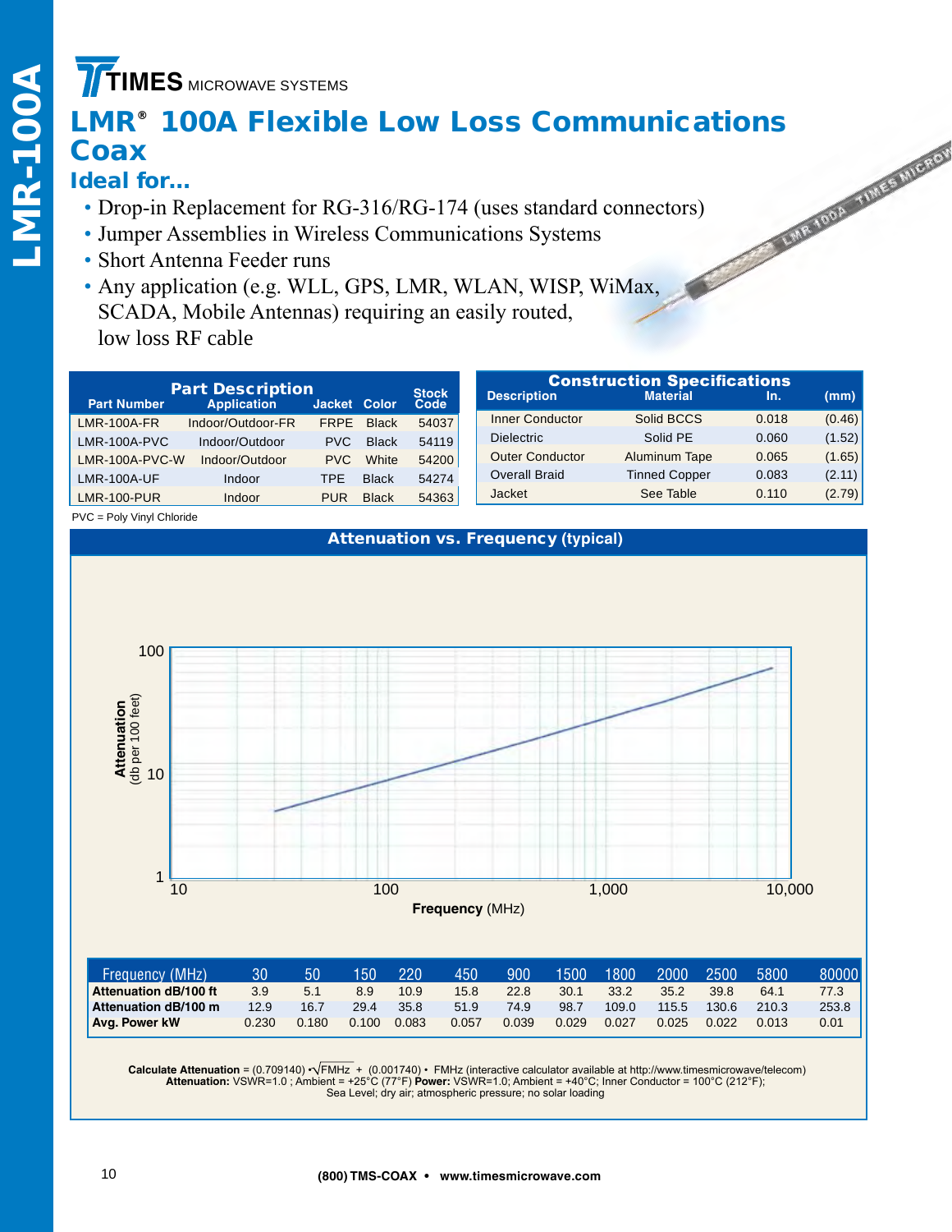TIMES MICROWAVE SYSTEMS

# LMR® 100A Flexible Low Loss Communications Coax

## Ideal for...

- Drop-in Replacement for RG-316/RG-174 (uses standard connectors)
- Jumper Assemblies in Wireless Communications Systems
- Short Antenna Feeder runs
- Any application (e.g. WLL, GPS, LMR, WLAN, WISP, WiMax, SCADA, Mobile Antennas) requiring an easily routed, low loss RF cable

| Part Description | | | | |
|---|---|---|---|---|
| Part Number | Application | Jacket | Color | Stock Code |
| LMR-100A-FR | Indoor/Outdoor-FR | FRPE | Black | 54037 |
| LMR-100A-PVC | Indoor/Outdoor | PVC | Black | 54119 |
| LMR-100A-PVC-W | Indoor/Outdoor | PVC | White | 54200 |
| LMR-100A-UF | Indoor | TPE | Black | 54274 |
| LMR-100-PUR | Indoor | PUR | Black | 54363 |

PVC = Poly Vinyl Chloride

| Construction Specifications | | | |
|---|---|---|---|
| Description | Material | In. | (mm) |
| Inner Conductor | Solid BCCS | 0.018 | (0.46) |
| Dielectric | Solid PE | 0.060 | (1.52) |
| Outer Conductor | Aluminum Tape | 0.065 | (1.65) |
| Overall Braid | Tinned Copper | 0.083 | (2.11) |
| Jacket | See Table | 0.110 | (2.79) |

### Attenuation vs. Frequency (typical)

| Frequency (MHz) | 30 | 50 | 150 | 220 | 450 | 900 | 1500 | 1800 | 2000 | 2500 | 5800 | 80000 |
|---|---|---|---|---|---|---|---|---|---|---|---|---|
| Attenuation dB/100 ft | 3.9 | 5.1 | 8.9 | 10.9 | 15.8 | 22.8 | 30.1 | 33.2 | 35.2 | 39.8 | 64.1 | 77.3 |
| Attenuation dB/100 m | 12.9 | 16.7 | 29.4 | 35.8 | 51.9 | 74.9 | 98.7 | 109.0 | 115.5 | 130.6 | 210.3 | 253.8 |
| Avg. Power kW | 0.230 | 0.180 | 0.100 | 0.083 | 0.057 | 0.039 | 0.029 | 0.027 | 0.025 | 0.022 | 0.013 | 0.01 |

**Calculate Attenuation** = $(0.709140) \cdot \sqrt{FMHz} + (0.001740) \cdot FMHz$ (interactive calculator available at http://www.timesmicrowave/telecom)
**Attenuation:** VSWR=1.0 ; Ambient = +25°C (77°F) **Power:** VSWR=1.0; Ambient = +40°C; Inner Conductor = 100°C (212°F);
Sea Level; dry air; atmospheric pressure; no solar loading

(800) TMS-COAX • www.timesmicrowave.com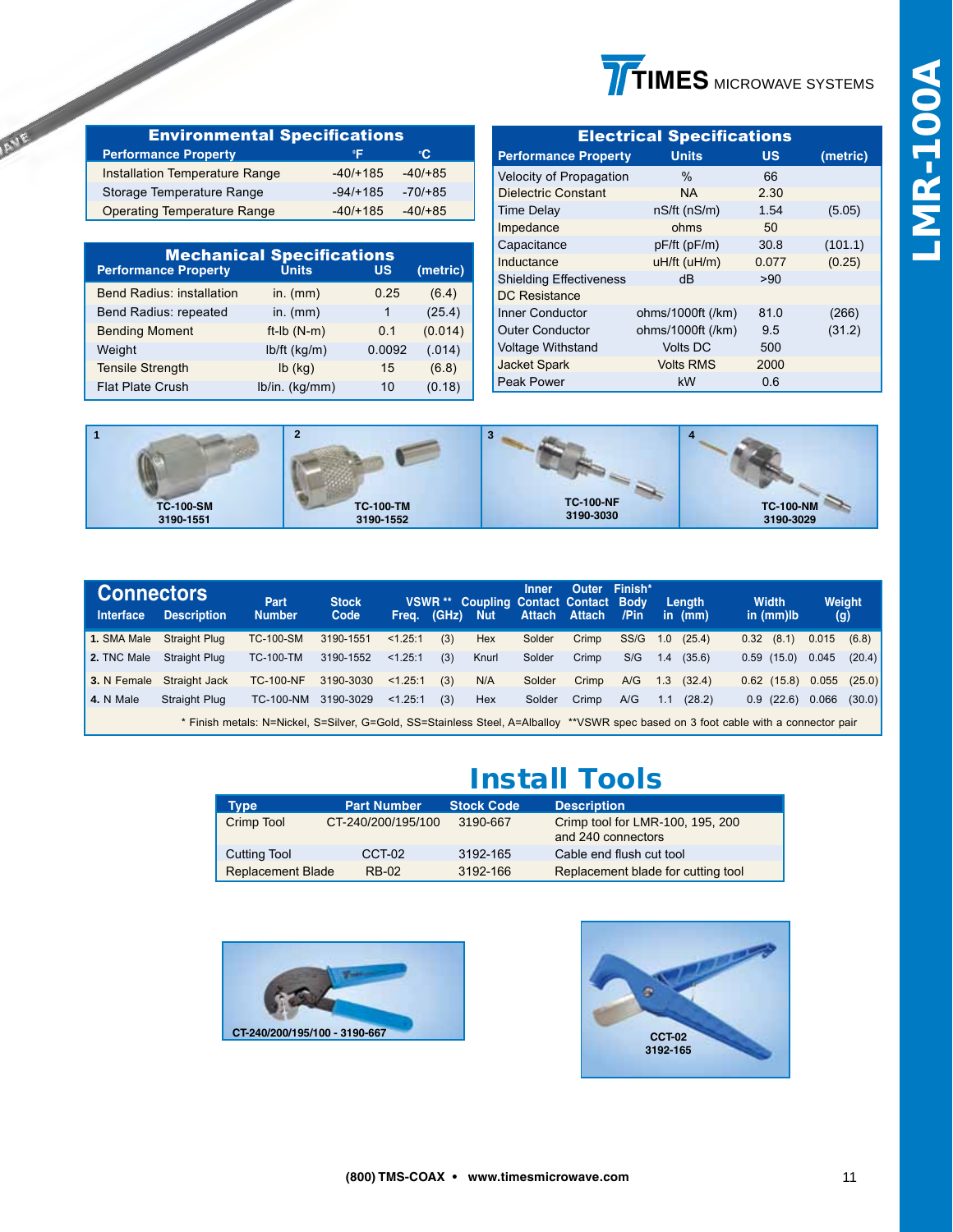# TIMES MICROWAVE SYSTEMS

# LMR-100A

## Environmental Specifications

| Performance Property | °F | °C |
|---|---|---|
| Installation Temperature Range | -40/+185 | -40/+85 |
| Storage Temperature Range | -94/+185 | -70/+85 |
| Operating Temperature Range | -40/+185 | -40/+85 |

## Mechanical Specifications

| Performance Property | Units | US | (metric) |
|---|---|---|---|
| Bend Radius: installation | in. (mm) | 0.25 | (6.4) |
| Bend Radius: repeated | in. (mm) | 1 | (25.4) |
| Bending Moment | ft-lb (N-m) | 0.1 | (0.014) |
| Weight | lb/ft (kg/m) | 0.0092 | (.014) |
| Tensile Strength | lb (kg) | 15 | (6.8) |
| Flat Plate Crush | lb/in. (kg/mm) | 10 | (0.18) |

## Electrical Specifications

| Performance Property | Units | US | (metric) |
|---|---|---|---|
| Velocity of Propagation | % | 66 | |
| Dielectric Constant | NA | 2.30 | |
| Time Delay | nS/ft (nS/m) | 1.54 | (5.05) |
| Impedance | ohms | 50 | |
| Capacitance | pF/ft (pF/m) | 30.8 | (101.1) |
| Inductance | uH/ft (uH/m) | 0.077 | (0.25) |
| Shielding Effectiveness | dB | >90 | |
| DC Resistance | | | |
| Inner Conductor | ohms/1000ft (/km) | 81.0 | (266) |
| Outer Conductor | ohms/1000ft (/km) | 9.5 | (31.2) |
| Voltage Withstand | Volts DC | 500 | |
| Jacket Spark | Volts RMS | 2000 | |
| Peak Power | kW | 0.6 | |

1 TC-100-SM 3190-1551

2 TC-100-TM 3190-1552

3 TC-100-NF 3190-3030

4 TC-100-NM 3190-3029

## Connectors

| Interface | Description | Part Number | Stock Code | VSWR** Freq. | (GHz) | Coupling Nut | Inner Contact Attach | Outer Contact Attach | Finish* Body /Pin | Length in | (mm) | Width in | (mm)lb | Weight | (g) |
|---|---|---|---|---|---|---|---|---|---|---|---|---|---|---|---|
| 1. SMA Male | Straight Plug | TC-100-SM | 3190-1551 | <1.25:1 | (3) | Hex | Solder | Crimp | SS/G | 1.0 | (25.4) | 0.32 | (8.1) | 0.015 | (6.8) |
| 2. TNC Male | Straight Plug | TC-100-TM | 3190-1552 | <1.25:1 | (3) | Knurl | Solder | Crimp | S/G | 1.4 | (35.6) | 0.59 | (15.0) | 0.045 | (20.4) |
| 3. N Female | Straight Jack | TC-100-NF | 3190-3030 | <1.25:1 | (3) | N/A | Solder | Crimp | A/G | 1.3 | (32.4) | 0.62 | (15.8) | 0.055 | (25.0) |
| 4. N Male | Straight Plug | TC-100-NM | 3190-3029 | <1.25:1 | (3) | Hex | Solder | Crimp | A/G | 1.1 | (28.2) | 0.9 | (22.6) | 0.066 | (30.0) |

* Finish metals: N=Nickel, S=Silver, G=Gold, SS=Stainless Steel, A=Alballoy **VSWR spec based on 3 foot cable with a connector pair

## Install Tools

| Type | Part Number | Stock Code | Description |
|---|---|---|---|
| Crimp Tool | CT-240/200/195/100 | 3190-667 | Crimp tool for LMR-100, 195, 200 and 240 connectors |
| Cutting Tool | CCT-02 | 3192-165 | Cable end flush cut tool |
| Replacement Blade | RB-02 | 3192-166 | Replacement blade for cutting tool |

CT-240/200/195/100 - 3190-667

CCT-02 3192-165

(800) TMS-COAX • www.timesmicrowave.com